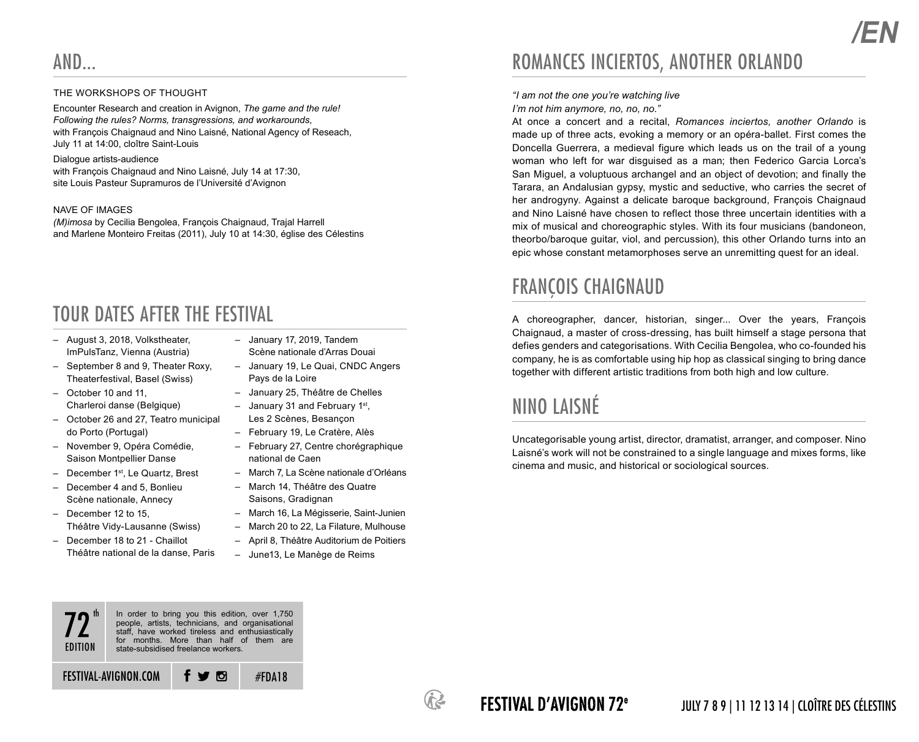# AND...

### THE WORKSHOPS OF THOUGHT

Encounter Research and creation in Avignon, *The game and the rule! Following the rules? Norms, transgressions, and workarounds*, with François Chaignaud and Nino Laisné, National Agency of Reseach, July 11 at 14:00, cloître Saint-Louis

Dialogue artists-audience
with François Chaignaud and Nino Laisné, July 14 at 17:30, site Louis Pasteur Supramuros de l'Université d'Avignon

### NAVE OF IMAGES

*(M)imosa* by Cecilia Bengolea, François Chaignaud, Trajal Harrell and Marlene Monteiro Freitas (2011), July 10 at 14:30, église des Célestins

# TOUR DATES AFTER THE FESTIVAL

- August 3, 2018, Volkstheater, ImPulsTanz, Vienna (Austria)
- September 8 and 9, Theater Roxy, Theaterfestival, Basel (Swiss)
- October 10 and 11, Charleroi danse (Belgique)
- October 26 and 27, Teatro municipal do Porto (Portugal)
- November 9, Opéra Comédie, Saison Montpellier Danse
- December 1st, Le Quartz, Brest
- December 4 and 5, Bonlieu Scène nationale, Annecy
- December 12 to 15, Théâtre Vidy-Lausanne (Swiss)
- December 18 to 21 - Chaillot Théâtre national de la danse, Paris
- January 17, 2019, Tandem Scène nationale d'Arras Douai
- January 19, Le Quai, CNDC Angers Pays de la Loire
- January 25, Théâtre de Chelles
- January 31 and February 1st, Les 2 Scènes, Besançon
- February 19, Le Cratère, Alès
- February 27, Centre chorégraphique national de Caen
- March 7, La Scène nationale d'Orléans
- March 14, Théâtre des Quatre Saisons, Gradignan
- March 16, La Mégisserie, Saint-Junien
- March 20 to 22, La Filature, Mulhouse
- April 8, Théâtre Auditorium de Poitiers
- June13, Le Manège de Reims

72th EDITION

In order to bring you this edition, over 1,750 people, artists, technicians, and organisational staff, have worked tireless and enthusiastically for months. More than half of them are state-subsidised freelance workers.

FESTIVAL-AVIGNON.COM #FDA18

# ROMANCES INCIERTOS, ANOTHER ORLANDO

*"I am not the one you're watching live*
*I'm not him anymore, no, no, no."*

At once a concert and a recital, *Romances inciertos, another Orlando* is made up of three acts, evoking a memory or an opéra-ballet. First comes the Doncella Guerrera, a medieval figure which leads us on the trail of a young woman who left for war disguised as a man; then Federico Garcia Lorca's San Miguel, a voluptuous archangel and an object of devotion; and finally the Tarara, an Andalusian gypsy, mystic and seductive, who carries the secret of her androgyny. Against a delicate baroque background, François Chaignaud and Nino Laisné have chosen to reflect those three uncertain identities with a mix of musical and choreographic styles. With its four musicians (bandoneon, theorbo/baroque guitar, viol, and percussion), this other Orlando turns into an epic whose constant metamorphoses serve an unremitting quest for an ideal.

# FRANÇOIS CHAIGNAUD

A choreographer, dancer, historian, singer... Over the years, François Chaignaud, a master of cross-dressing, has built himself a stage persona that defies genders and categorisations. With Cecilia Bengolea, who co-founded his company, he is as comfortable using hip hop as classical singing to bring dance together with different artistic traditions from both high and low culture.

# NINO LAISNÉ

Uncategorisable young artist, director, dramatist, arranger, and composer. Nino Laisné's work will not be constrained to a single language and mixes forms, like cinema and music, and historical or sociological sources.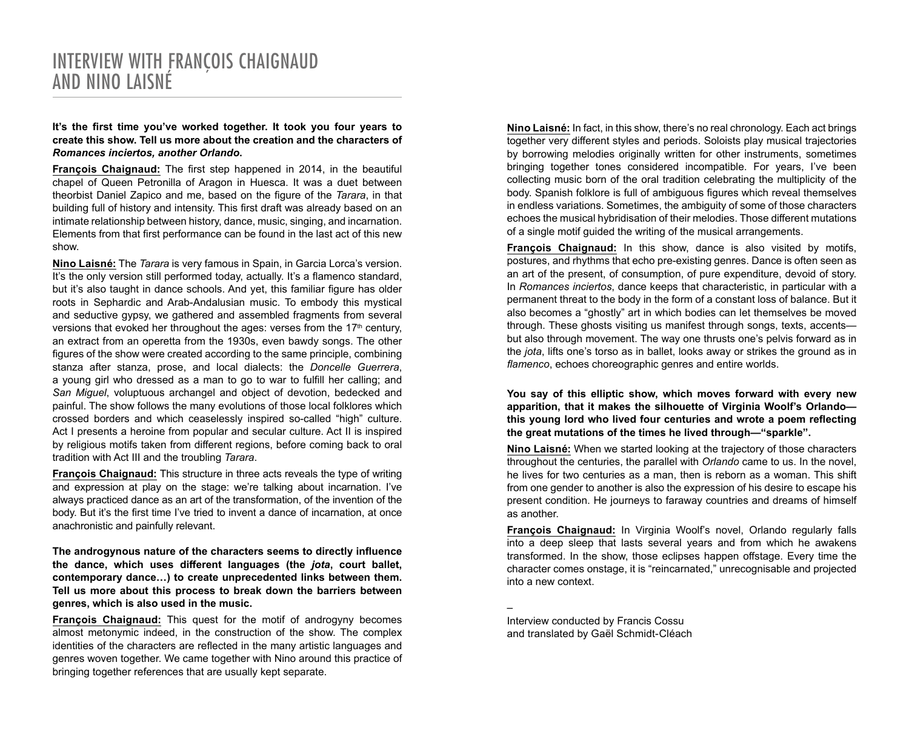# INTERVIEW WITH FRANÇOIS CHAIGNAUD AND NINO LAISNÉ

**It's the first time you've worked together. It took you four years to create this show. Tell us more about the creation and the characters of *Romances inciertos, another Orlando*.**

**François Chaignaud:** The first step happened in 2014, in the beautiful chapel of Queen Petronilla of Aragon in Huesca. It was a duet between theorbist Daniel Zapico and me, based on the figure of the *Tarara*, in that building full of history and intensity. This first draft was already based on an intimate relationship between history, dance, music, singing, and incarnation. Elements from that first performance can be found in the last act of this new show.

**Nino Laisné:** The *Tarara* is very famous in Spain, in Garcia Lorca's version. It's the only version still performed today, actually. It's a flamenco standard, but it's also taught in dance schools. And yet, this familiar figure has older roots in Sephardic and Arab-Andalusian music. To embody this mystical and seductive gypsy, we gathered and assembled fragments from several versions that evoked her throughout the ages: verses from the 17th century, an extract from an operetta from the 1930s, even bawdy songs. The other figures of the show were created according to the same principle, combining stanza after stanza, prose, and local dialects: the *Doncelle Guerrera*, a young girl who dressed as a man to go to war to fulfill her calling; and *San Miguel*, voluptuous archangel and object of devotion, bedecked and painful. The show follows the many evolutions of those local folklores which crossed borders and which ceaselessly inspired so-called "high" culture. Act I presents a heroine from popular and secular culture. Act II is inspired by religious motifs taken from different regions, before coming back to oral tradition with Act III and the troubling *Tarara*.

**François Chaignaud:** This structure in three acts reveals the type of writing and expression at play on the stage: we're talking about incarnation. I've always practiced dance as an art of the transformation, of the invention of the body. But it's the first time I've tried to invent a dance of incarnation, at once anachronistic and painfully relevant.

**The androgynous nature of the characters seems to directly influence the dance, which uses different languages (the *jota*, court ballet, contemporary dance…) to create unprecedented links between them. Tell us more about this process to break down the barriers between genres, which is also used in the music.**

**François Chaignaud:** This quest for the motif of androgyny becomes almost metonymic indeed, in the construction of the show. The complex identities of the characters are reflected in the many artistic languages and genres woven together. We came together with Nino around this practice of bringing together references that are usually kept separate.

**Nino Laisné:** In fact, in this show, there's no real chronology. Each act brings together very different styles and periods. Soloists play musical trajectories by borrowing melodies originally written for other instruments, sometimes bringing together tones considered incompatible. For years, I've been collecting music born of the oral tradition celebrating the multiplicity of the body. Spanish folklore is full of ambiguous figures which reveal themselves in endless variations. Sometimes, the ambiguity of some of those characters echoes the musical hybridisation of their melodies. Those different mutations of a single motif guided the writing of the musical arrangements.

**François Chaignaud:** In this show, dance is also visited by motifs, postures, and rhythms that echo pre-existing genres. Dance is often seen as an art of the present, of consumption, of pure expenditure, devoid of story. In *Romances inciertos*, dance keeps that characteristic, in particular with a permanent threat to the body in the form of a constant loss of balance. But it also becomes a "ghostly" art in which bodies can let themselves be moved through. These ghosts visiting us manifest through songs, texts, accents—but also through movement. The way one thrusts one's pelvis forward as in the *jota*, lifts one's torso as in ballet, looks away or strikes the ground as in *flamenco*, echoes choreographic genres and entire worlds.

**You say of this elliptic show, which moves forward with every new apparition, that it makes the silhouette of Virginia Woolf's Orlando—this young lord who lived four centuries and wrote a poem reflecting the great mutations of the times he lived through—"sparkle".**

**Nino Laisné:** When we started looking at the trajectory of those characters throughout the centuries, the parallel with *Orlando* came to us. In the novel, he lives for two centuries as a man, then is reborn as a woman. This shift from one gender to another is also the expression of his desire to escape his present condition. He journeys to faraway countries and dreams of himself as another.

**François Chaignaud:** In Virginia Woolf's novel, Orlando regularly falls into a deep sleep that lasts several years and from which he awakens transformed. In the show, those eclipses happen offstage. Every time the character comes onstage, it is "reincarnated," unrecognisable and projected into a new context.

–

Interview conducted by Francis Cossu
and translated by Gaël Schmidt-Cléach